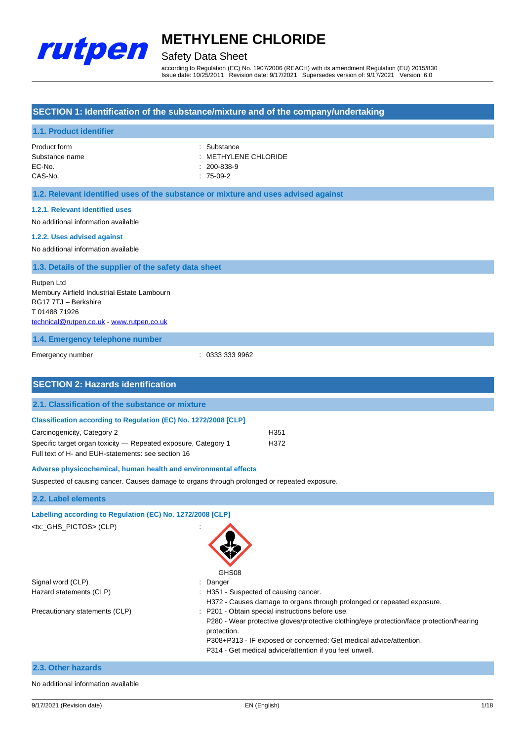# METHYLENE CHLORIDE

## Safety Data Sheet

according to Regulation (EC) No. 1907/2006 (REACH) with its amendment Regulation (EU) 2015/830
Issue date: 10/25/2011 Revision date: 9/17/2021 Supersedes version of: 9/17/2021 Version: 6.0

## SECTION 1: Identification of the substance/mixture and of the company/undertaking

### 1.1. Product identifier

| | |
|---|---|
| Product form | : Substance |
| Substance name | : METHYLENE CHLORIDE |
| EC-No. | : 200-838-9 |
| CAS-No. | : 75-09-2 |

### 1.2. Relevant identified uses of the substance or mixture and uses advised against

#### 1.2.1. Relevant identified uses

No additional information available

#### 1.2.2. Uses advised against

No additional information available

### 1.3. Details of the supplier of the safety data sheet

Rutpen Ltd
Membury Airfield Industrial Estate Lambourn
RG17 7TJ – Berkshire
T 01488 71926
technical@rutpen.co.uk - www.rutpen.co.uk

### 1.4. Emergency telephone number

| | |
|---|---|
| Emergency number | : 0333 333 9962 |

## SECTION 2: Hazards identification

### 2.1. Classification of the substance or mixture

#### Classification according to Regulation (EC) No. 1272/2008 [CLP]

| | |
|---|---|
| Carcinogenicity, Category 2 | H351 |
| Specific target organ toxicity — Repeated exposure, Category 1 | H372 |

Full text of H- and EUH-statements: see section 16

#### Adverse physicochemical, human health and environmental effects

Suspected of causing cancer. Causes damage to organs through prolonged or repeated exposure.

### 2.2. Label elements

#### Labelling according to Regulation (EC) No. 1272/2008 [CLP]

<tx:_GHS_PICTOS> (CLP) :

GHS08

Signal word (CLP) : Danger

Hazard statements (CLP) :
- H351 - Suspected of causing cancer.
- H372 - Causes damage to organs through prolonged or repeated exposure.

Precautionary statements (CLP) :
- P201 - Obtain special instructions before use.
- P280 - Wear protective gloves/protective clothing/eye protection/face protection/hearing protection.
- P308+P313 - IF exposed or concerned: Get medical advice/attention.
- P314 - Get medical advice/attention if you feel unwell.

### 2.3. Other hazards

No additional information available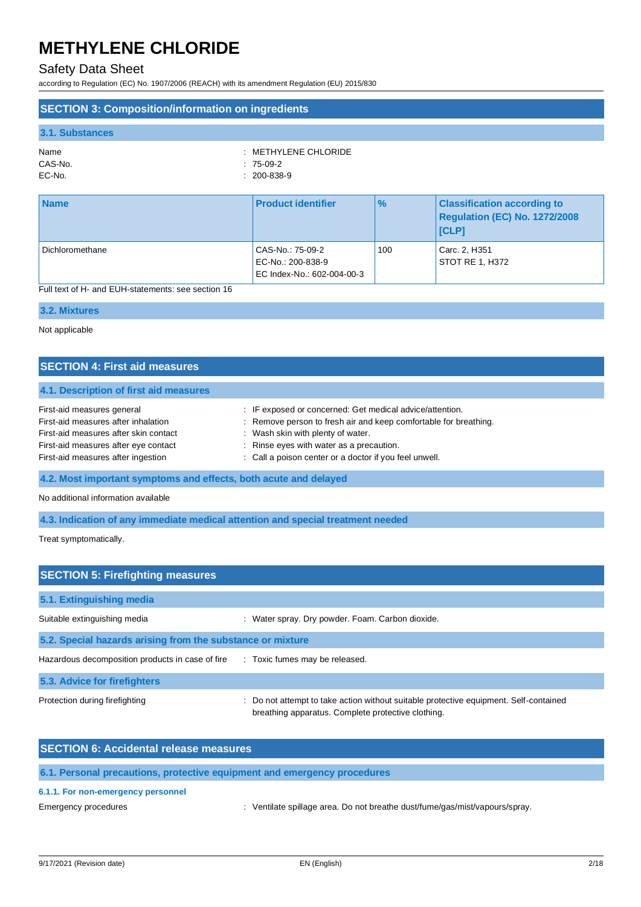## SECTION 3: Composition/information on ingredients

### 3.1. Substances

Name : METHYLENE CHLORIDE
CAS-No. : 75-09-2
EC-No. : 200-838-9

| Name | Product identifier | % | Classification according to Regulation (EC) No. 1272/2008 [CLP] |
|---|---|---|---|
| Dichloromethane | CAS-No.: 75-09-2<br>EC-No.: 200-838-9<br>EC Index-No.: 602-004-00-3 | 100 | Carc. 2, H351<br>STOT RE 1, H372 |

Full text of H- and EUH-statements: see section 16

### 3.2. Mixtures

Not applicable

## SECTION 4: First aid measures

### 4.1. Description of first aid measures

First-aid measures general : IF exposed or concerned: Get medical advice/attention.
First-aid measures after inhalation : Remove person to fresh air and keep comfortable for breathing.
First-aid measures after skin contact : Wash skin with plenty of water.
First-aid measures after eye contact : Rinse eyes with water as a precaution.
First-aid measures after ingestion : Call a poison center or a doctor if you feel unwell.

### 4.2. Most important symptoms and effects, both acute and delayed

No additional information available

### 4.3. Indication of any immediate medical attention and special treatment needed

Treat symptomatically.

## SECTION 5: Firefighting measures

### 5.1. Extinguishing media

Suitable extinguishing media : Water spray. Dry powder. Foam. Carbon dioxide.

### 5.2. Special hazards arising from the substance or mixture

Hazardous decomposition products in case of fire : Toxic fumes may be released.

### 5.3. Advice for firefighters

Protection during firefighting : Do not attempt to take action without suitable protective equipment. Self-contained breathing apparatus. Complete protective clothing.

## SECTION 6: Accidental release measures

### 6.1. Personal precautions, protective equipment and emergency procedures

#### 6.1.1. For non-emergency personnel

Emergency procedures : Ventilate spillage area. Do not breathe dust/fume/gas/mist/vapours/spray.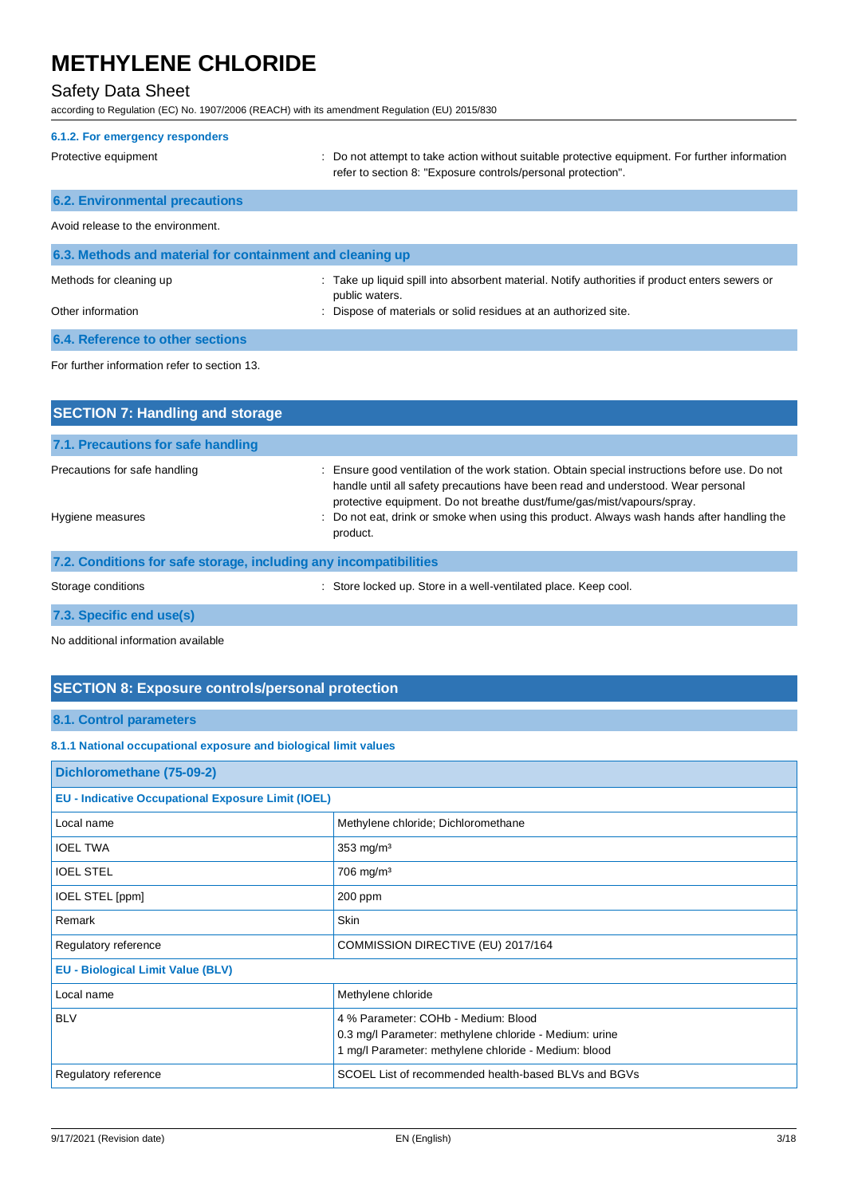#### 6.1.2. For emergency responders

Protective equipment : Do not attempt to take action without suitable protective equipment. For further information refer to section 8: "Exposure controls/personal protection".

### 6.2. Environmental precautions

Avoid release to the environment.

### 6.3. Methods and material for containment and cleaning up

Methods for cleaning up : Take up liquid spill into absorbent material. Notify authorities if product enters sewers or public waters.

Other information : Dispose of materials or solid residues at an authorized site.

### 6.4. Reference to other sections

For further information refer to section 13.

## SECTION 7: Handling and storage

### 7.1. Precautions for safe handling

Precautions for safe handling : Ensure good ventilation of the work station. Obtain special instructions before use. Do not handle until all safety precautions have been read and understood. Wear personal protective equipment. Do not breathe dust/fume/gas/mist/vapours/spray.

Hygiene measures : Do not eat, drink or smoke when using this product. Always wash hands after handling the product.

### 7.2. Conditions for safe storage, including any incompatibilities

Storage conditions : Store locked up. Store in a well-ventilated place. Keep cool.

### 7.3. Specific end use(s)

No additional information available

## SECTION 8: Exposure controls/personal protection

### 8.1. Control parameters

#### 8.1.1 National occupational exposure and biological limit values

| Dichloromethane (75-09-2) | |
|---|---|
| **EU - Indicative Occupational Exposure Limit (IOEL)** | |
| Local name | Methylene chloride; Dichloromethane |
| IOEL TWA | 353 mg/m³ |
| IOEL STEL | 706 mg/m³ |
| IOEL STEL [ppm] | 200 ppm |
| Remark | Skin |
| Regulatory reference | COMMISSION DIRECTIVE (EU) 2017/164 |
| **EU - Biological Limit Value (BLV)** | |
| Local name | Methylene chloride |
| BLV | 4 % Parameter: COHb - Medium: Blood<br>0.3 mg/l Parameter: methylene chloride - Medium: urine<br>1 mg/l Parameter: methylene chloride - Medium: blood |
| Regulatory reference | SCOEL List of recommended health-based BLVs and BGVs |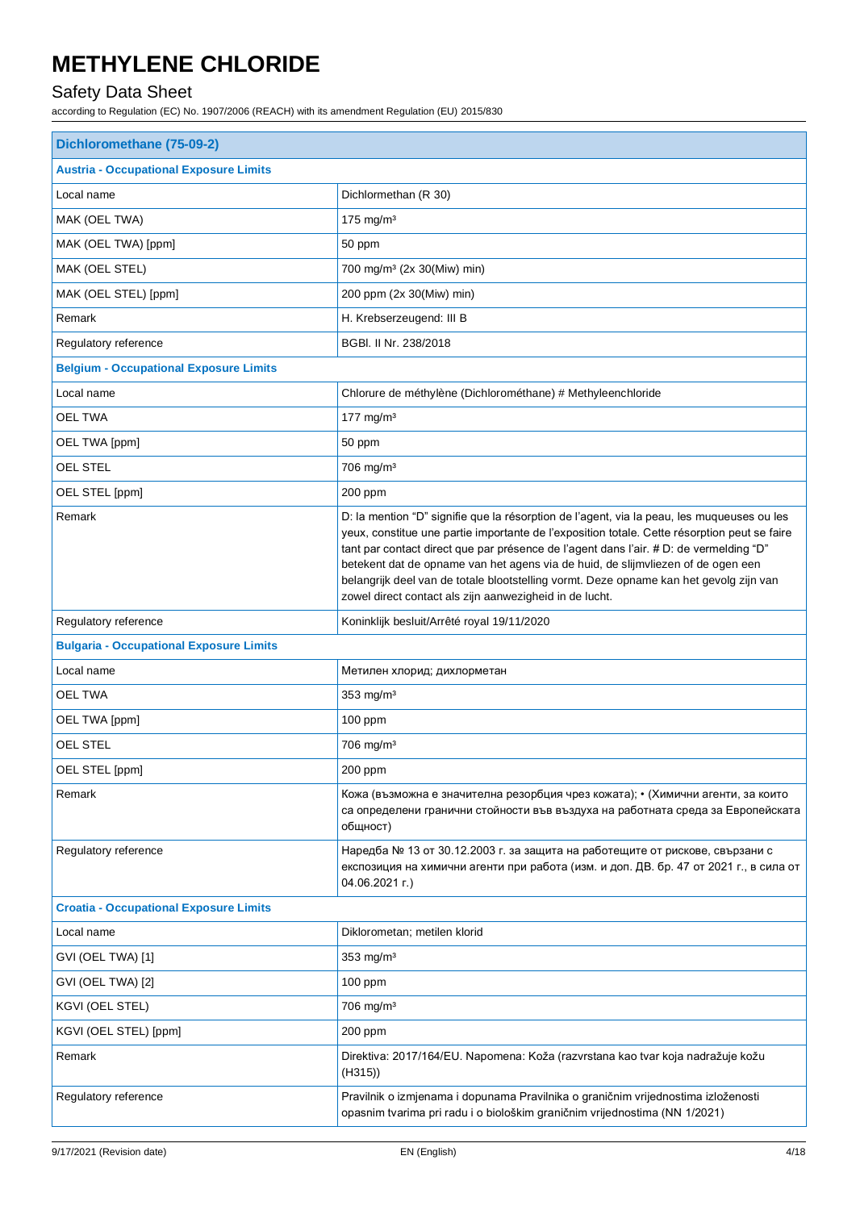# METHYLENE CHLORIDE

## Safety Data Sheet

according to Regulation (EC) No. 1907/2006 (REACH) with its amendment Regulation (EU) 2015/830

| Dichloromethane (75-09-2) | |
|---|---|
| **Austria - Occupational Exposure Limits** | |
| Local name | Dichlormethan (R 30) |
| MAK (OEL TWA) | 175 mg/m³ |
| MAK (OEL TWA) [ppm] | 50 ppm |
| MAK (OEL STEL) | 700 mg/m³ (2x 30(Miw) min) |
| MAK (OEL STEL) [ppm] | 200 ppm (2x 30(Miw) min) |
| Remark | H. Krebserzeugend: III B |
| Regulatory reference | BGBl. II Nr. 238/2018 |
| **Belgium - Occupational Exposure Limits** | |
| Local name | Chlorure de méthylène (Dichlorométhane) # Methyleenchloride |
| OEL TWA | 177 mg/m³ |
| OEL TWA [ppm] | 50 ppm |
| OEL STEL | 706 mg/m³ |
| OEL STEL [ppm] | 200 ppm |
| Remark | D: la mention "D" signifie que la résorption de l'agent, via la peau, les muqueuses ou les yeux, constitue une partie importante de l'exposition totale. Cette résorption peut se faire tant par contact direct que par présence de l'agent dans l'air. # D: de vermelding "D" betekent dat de opname van het agens via de huid, de slijmvliezen of de ogen een belangrijk deel van de totale blootstelling vormt. Deze opname kan het gevolg zijn van zowel direct contact als zijn aanwezigheid in de lucht. |
| Regulatory reference | Koninklijk besluit/Arrêté royal 19/11/2020 |
| **Bulgaria - Occupational Exposure Limits** | |
| Local name | Метилен хлорид; дихлорметан |
| OEL TWA | 353 mg/m³ |
| OEL TWA [ppm] | 100 ppm |
| OEL STEL | 706 mg/m³ |
| OEL STEL [ppm] | 200 ppm |
| Remark | Кожа (възможна е значителна резорбция чрез кожата); • (Химични агенти, за които са определени гранични стойности във въздуха на работната среда за Европейската общност) |
| Regulatory reference | Наредба № 13 от 30.12.2003 г. за защита на работещите от рискове, свързани с експозиция на химични агенти при работа (изм. и доп. ДВ. бр. 47 от 2021 г., в сила от 04.06.2021 г.) |
| **Croatia - Occupational Exposure Limits** | |
| Local name | Diklorometan; metilen klorid |
| GVI (OEL TWA) [1] | 353 mg/m³ |
| GVI (OEL TWA) [2] | 100 ppm |
| KGVI (OEL STEL) | 706 mg/m³ |
| KGVI (OEL STEL) [ppm] | 200 ppm |
| Remark | Direktiva: 2017/164/EU. Napomena: Koža (razvrstana kao tvar koja nadražuje kožu (H315)) |
| Regulatory reference | Pravilnik o izmjenama i dopunama Pravilnika o graničnim vrijednostima izloženosti opasnim tvarima pri radu i o biološkim graničnim vrijednostima (NN 1/2021) |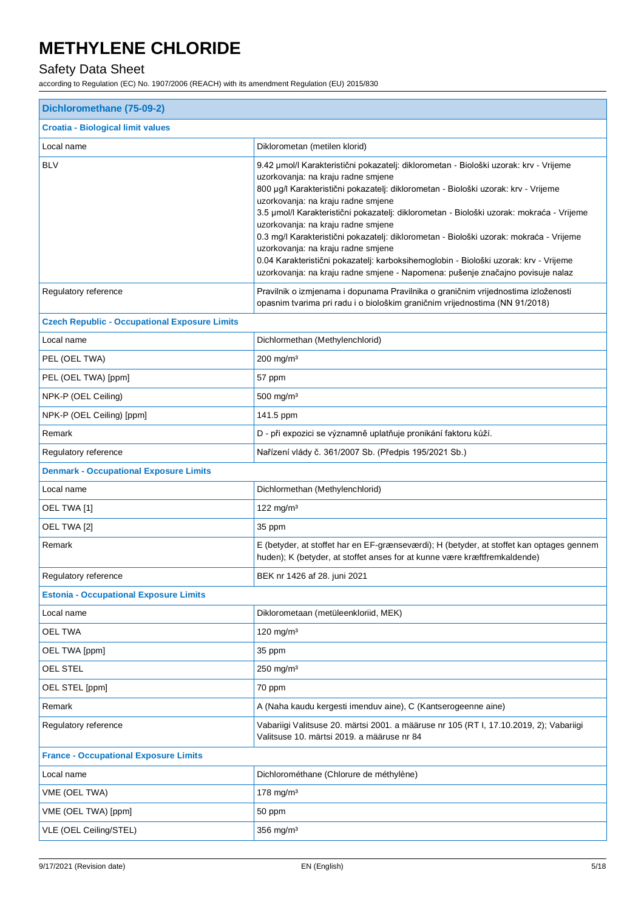# METHYLENE CHLORIDE

## Safety Data Sheet

according to Regulation (EC) No. 1907/2006 (REACH) with its amendment Regulation (EU) 2015/830

| **Dichloromethane (75-09-2)** | |
|---|---|
| **Croatia - Biological limit values** | |
| Local name | Diklorometan (metilen klorid) |
| BLV | 9.42 µmol/l Karakteristični pokazatelj: diklorometan - Biološki uzorak: krv - Vrijeme uzorkovanja: na kraju radne smjene<br>800 µg/l Karakteristični pokazatelj: diklorometan - Biološki uzorak: krv - Vrijeme uzorkovanja: na kraju radne smjene<br>3.5 µmol/l Karakteristični pokazatelj: diklorometan - Biološki uzorak: mokraća - Vrijeme uzorkovanja: na kraju radne smjene<br>0.3 mg/l Karakteristični pokazatelj: diklorometan - Biološki uzorak: mokraća - Vrijeme uzorkovanja: na kraju radne smjene<br>0.04 Karakteristični pokazatelj: karboksihemoglobin - Biološki uzorak: krv - Vrijeme uzorkovanja: na kraju radne smjene - Napomena: pušenje značajno povisuje nalaz |
| Regulatory reference | Pravilnik o izmjenama i dopunama Pravilnika o graničnim vrijednostima izloženosti opasnim tvarima pri radu i o biološkim graničnim vrijednostima (NN 91/2018) |
| **Czech Republic - Occupational Exposure Limits** | |
| Local name | Dichlormethan (Methylenchlorid) |
| PEL (OEL TWA) | 200 mg/m³ |
| PEL (OEL TWA) [ppm] | 57 ppm |
| NPK-P (OEL Ceiling) | 500 mg/m³ |
| NPK-P (OEL Ceiling) [ppm] | 141.5 ppm |
| Remark | D - při expozici se významně uplatňuje pronikání faktoru kůží. |
| Regulatory reference | Nařízení vlády č. 361/2007 Sb. (Předpis 195/2021 Sb.) |
| **Denmark - Occupational Exposure Limits** | |
| Local name | Dichlormethan (Methylenchlorid) |
| OEL TWA [1] | 122 mg/m³ |
| OEL TWA [2] | 35 ppm |
| Remark | E (betyder, at stoffet har en EF-grænseværdi); H (betyder, at stoffet kan optages gennem huden); K (betyder, at stoffet anses for at kunne være kræftfremkaldende) |
| Regulatory reference | BEK nr 1426 af 28. juni 2021 |
| **Estonia - Occupational Exposure Limits** | |
| Local name | Diklorometaan (metüleenkloriid, MEK) |
| OEL TWA | 120 mg/m³ |
| OEL TWA [ppm] | 35 ppm |
| OEL STEL | 250 mg/m³ |
| OEL STEL [ppm] | 70 ppm |
| Remark | A (Naha kaudu kergesti imenduv aine), C (Kantserogeenne aine) |
| Regulatory reference | Vabariigi Valitsuse 20. märtsi 2001. a määruse nr 105 (RT I, 17.10.2019, 2); Vabariigi Valitsuse 10. märtsi 2019. a määruse nr 84 |
| **France - Occupational Exposure Limits** | |
| Local name | Dichlorométhane (Chlorure de méthylène) |
| VME (OEL TWA) | 178 mg/m³ |
| VME (OEL TWA) [ppm] | 50 ppm |
| VLE (OEL Ceiling/STEL) | 356 mg/m³ |

9/17/2021 (Revision date) EN (English)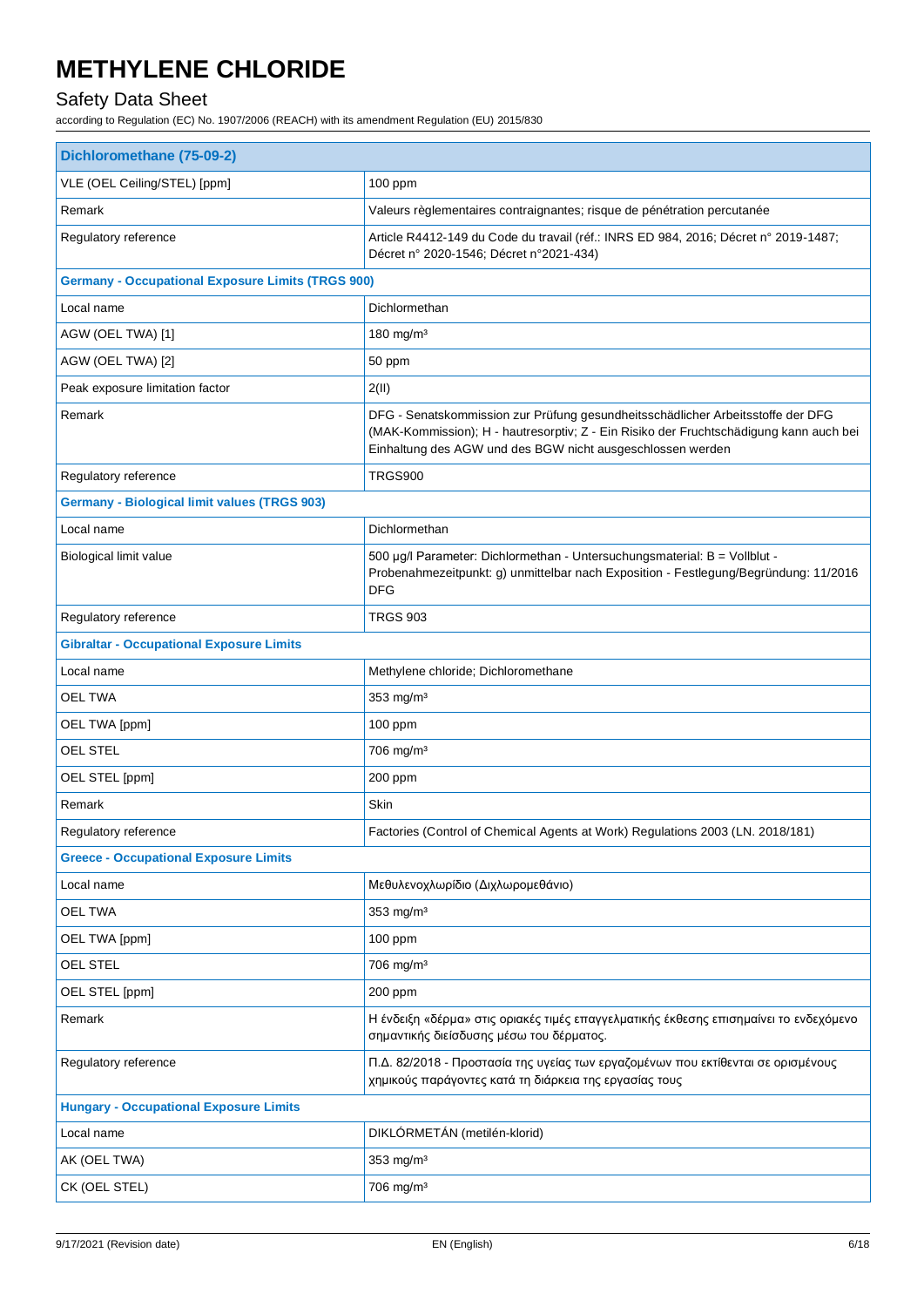| Dichloromethane (75-09-2) | |
|---|---|
| VLE (OEL Ceiling/STEL) [ppm] | 100 ppm |
| Remark | Valeurs règlementaires contraignantes; risque de pénétration percutanée |
| Regulatory reference | Article R4412-149 du Code du travail (réf.: INRS ED 984, 2016; Décret n° 2019-1487; Décret n° 2020-1546; Décret n°2021-434) |
| **Germany - Occupational Exposure Limits (TRGS 900)** | |
| Local name | Dichlormethan |
| AGW (OEL TWA) [1] | 180 mg/m³ |
| AGW (OEL TWA) [2] | 50 ppm |
| Peak exposure limitation factor | 2(II) |
| Remark | DFG - Senatskommission zur Prüfung gesundheitsschädlicher Arbeitsstoffe der DFG (MAK-Kommission); H - hautresorptiv; Z - Ein Risiko der Fruchtschädigung kann auch bei Einhaltung des AGW und des BGW nicht ausgeschlossen werden |
| Regulatory reference | TRGS900 |
| **Germany - Biological limit values (TRGS 903)** | |
| Local name | Dichlormethan |
| Biological limit value | 500 µg/l Parameter: Dichlormethan - Untersuchungsmaterial: B = Vollblut - Probenahmezeitpunkt: g) unmittelbar nach Exposition - Festlegung/Begründung: 11/2016 DFG |
| Regulatory reference | TRGS 903 |
| **Gibraltar - Occupational Exposure Limits** | |
| Local name | Methylene chloride; Dichloromethane |
| OEL TWA | 353 mg/m³ |
| OEL TWA [ppm] | 100 ppm |
| OEL STEL | 706 mg/m³ |
| OEL STEL [ppm] | 200 ppm |
| Remark | Skin |
| Regulatory reference | Factories (Control of Chemical Agents at Work) Regulations 2003 (LN. 2018/181) |
| **Greece - Occupational Exposure Limits** | |
| Local name | Μεθυλενοχλωρίδιο (Διχλωρομεθάνιο) |
| OEL TWA | 353 mg/m³ |
| OEL TWA [ppm] | 100 ppm |
| OEL STEL | 706 mg/m³ |
| OEL STEL [ppm] | 200 ppm |
| Remark | Η ένδειξη «δέρμα» στις οριακές τιμές επαγγελματικής έκθεσης επισημαίνει το ενδεχόμενο σημαντικής διείσδυσης μέσω του δέρματος. |
| Regulatory reference | Π.Δ. 82/2018 - Προστασία της υγείας των εργαζομένων που εκτίθενται σε ορισμένους χημικούς παράγοντες κατά τη διάρκεια της εργασίας τους |
| **Hungary - Occupational Exposure Limits** | |
| Local name | DIKLÓRMETÁN (metilén-klorid) |
| AK (OEL TWA) | 353 mg/m³ |
| CK (OEL STEL) | 706 mg/m³ |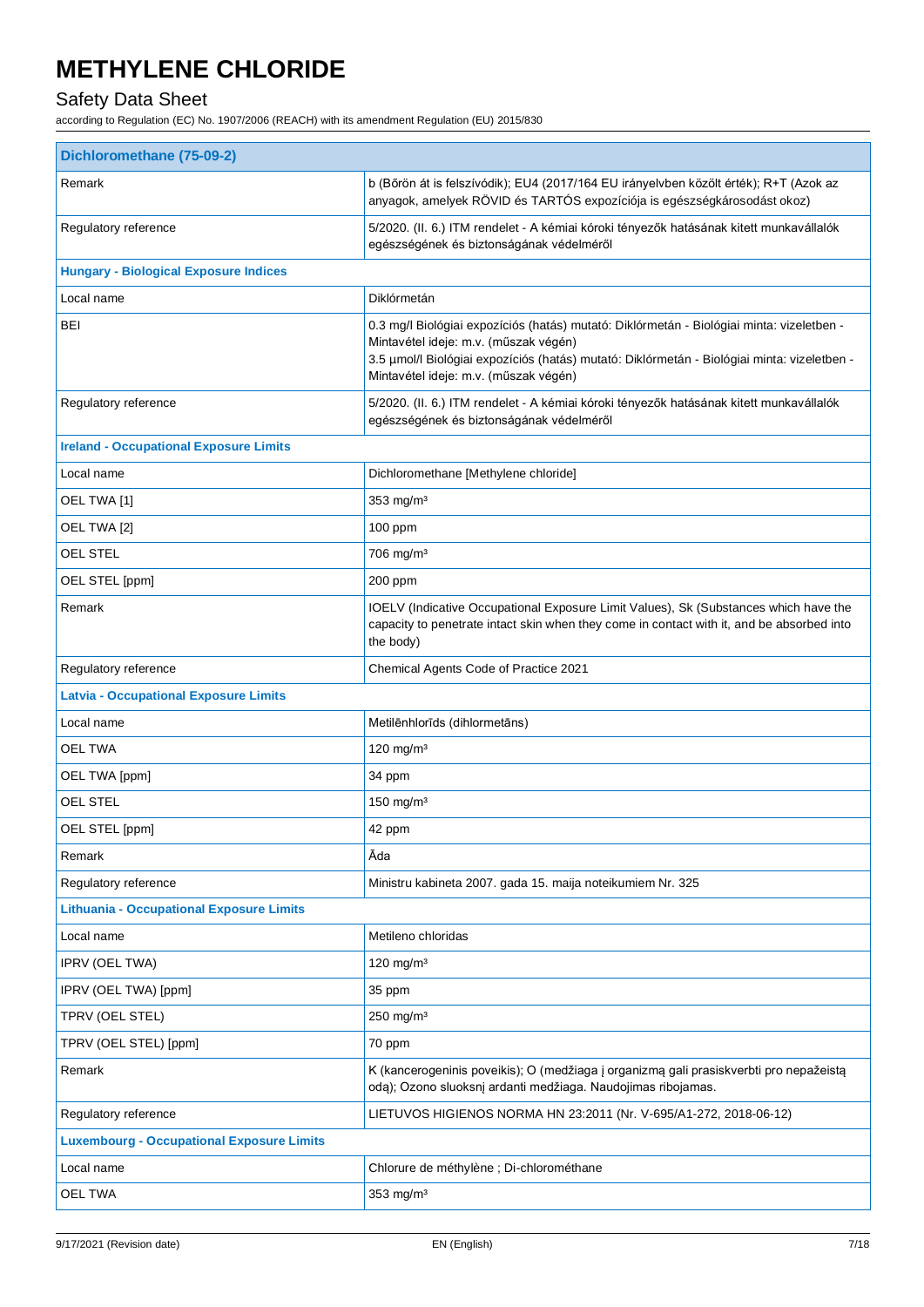| Dichloromethane (75-09-2) | |
|---|---|
| Remark | b (Bőrön át is felszívódik); EU4 (2017/164 EU irányelvben közölt érték); R+T (Azok az anyagok, amelyek RÖVID és TARTÓS expozíciója is egészségkárosodást okoz) |
| Regulatory reference | 5/2020. (II. 6.) ITM rendelet - A kémiai kóroki tényezők hatásának kitett munkavállalók egészségének és biztonságának védelméről |
| **Hungary - Biological Exposure Indices** | |
| Local name | Diklórmetán |
| BEI | 0.3 mg/l Biológiai expozíciós (hatás) mutató: Diklórmetán - Biológiai minta: vizeletben - Mintavétel ideje: m.v. (műszak végén)<br>3.5 µmol/l Biológiai expozíciós (hatás) mutató: Diklórmetán - Biológiai minta: vizeletben - Mintavétel ideje: m.v. (műszak végén) |
| Regulatory reference | 5/2020. (II. 6.) ITM rendelet - A kémiai kóroki tényezők hatásának kitett munkavállalók egészségének és biztonságának védelméről |
| **Ireland - Occupational Exposure Limits** | |
| Local name | Dichloromethane [Methylene chloride] |
| OEL TWA [1] | 353 mg/m³ |
| OEL TWA [2] | 100 ppm |
| OEL STEL | 706 mg/m³ |
| OEL STEL [ppm] | 200 ppm |
| Remark | IOELV (Indicative Occupational Exposure Limit Values), Sk (Substances which have the capacity to penetrate intact skin when they come in contact with it, and be absorbed into the body) |
| Regulatory reference | Chemical Agents Code of Practice 2021 |
| **Latvia - Occupational Exposure Limits** | |
| Local name | Metilēnhlorīds (dihlormetāns) |
| OEL TWA | 120 mg/m³ |
| OEL TWA [ppm] | 34 ppm |
| OEL STEL | 150 mg/m³ |
| OEL STEL [ppm] | 42 ppm |
| Remark | Āda |
| Regulatory reference | Ministru kabineta 2007. gada 15. maija noteikumiem Nr. 325 |
| **Lithuania - Occupational Exposure Limits** | |
| Local name | Metileno chloridas |
| IPRV (OEL TWA) | 120 mg/m³ |
| IPRV (OEL TWA) [ppm] | 35 ppm |
| TPRV (OEL STEL) | 250 mg/m³ |
| TPRV (OEL STEL) [ppm] | 70 ppm |
| Remark | K (kancerogeninis poveikis); O (medžiaga į organizmą gali prasiskverbti pro nepažeistą odą); Ozono sluoksnį ardanti medžiaga. Naudojimas ribojamas. |
| Regulatory reference | LIETUVOS HIGIENOS NORMA HN 23:2011 (Nr. V-695/A1-272, 2018-06-12) |
| **Luxembourg - Occupational Exposure Limits** | |
| Local name | Chlorure de méthylène ; Di-chlorométhane |
| OEL TWA | 353 mg/m³ |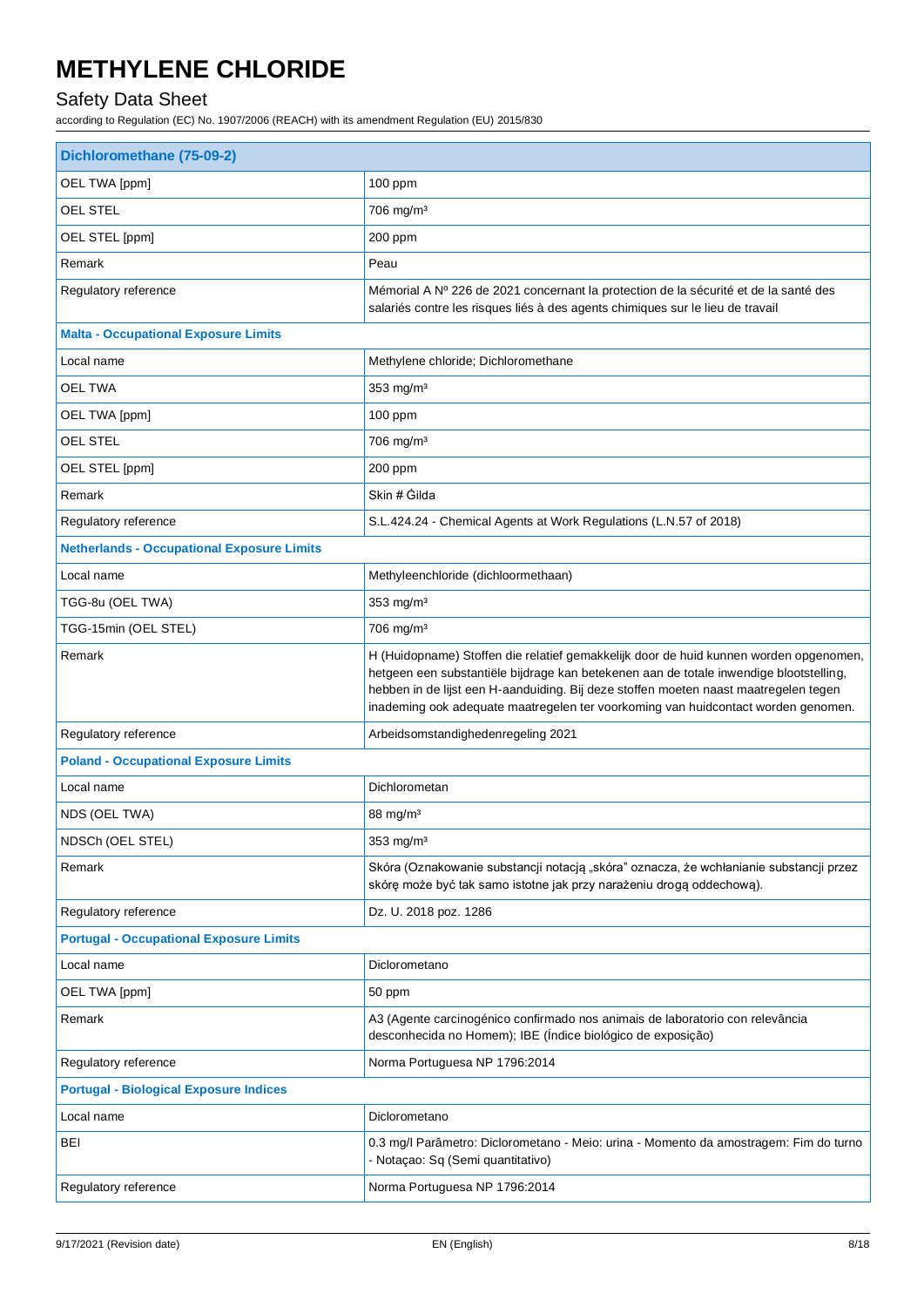| Dichloromethane (75-09-2) | |
|---|---|
| OEL TWA [ppm] | 100 ppm |
| OEL STEL | 706 mg/m³ |
| OEL STEL [ppm] | 200 ppm |
| Remark | Peau |
| Regulatory reference | Mémorial A Nº 226 de 2021 concernant la protection de la sécurité et de la santé des salariés contre les risques liés à des agents chimiques sur le lieu de travail |
| **Malta - Occupational Exposure Limits** | |
| Local name | Methylene chloride; Dichloromethane |
| OEL TWA | 353 mg/m³ |
| OEL TWA [ppm] | 100 ppm |
| OEL STEL | 706 mg/m³ |
| OEL STEL [ppm] | 200 ppm |
| Remark | Skin # Ġilda |
| Regulatory reference | S.L.424.24 - Chemical Agents at Work Regulations (L.N.57 of 2018) |
| **Netherlands - Occupational Exposure Limits** | |
| Local name | Methyleenchloride (dichloormethaan) |
| TGG-8u (OEL TWA) | 353 mg/m³ |
| TGG-15min (OEL STEL) | 706 mg/m³ |
| Remark | H (Huidopname) Stoffen die relatief gemakkelijk door de huid kunnen worden opgenomen, hetgeen een substantiële bijdrage kan betekenen aan de totale inwendige blootstelling, hebben in de lijst een H-aanduiding. Bij deze stoffen moeten naast maatregelen tegen inademing ook adequate maatregelen ter voorkoming van huidcontact worden genomen. |
| Regulatory reference | Arbeidsomstandighedenregeling 2021 |
| **Poland - Occupational Exposure Limits** | |
| Local name | Dichlorometan |
| NDS (OEL TWA) | 88 mg/m³ |
| NDSCh (OEL STEL) | 353 mg/m³ |
| Remark | Skóra (Oznakowanie substancji notacją „skóra" oznacza, że wchłanianie substancji przez skórę może być tak samo istotne jak przy narażeniu drogą oddechową). |
| Regulatory reference | Dz. U. 2018 poz. 1286 |
| **Portugal - Occupational Exposure Limits** | |
| Local name | Diclorometano |
| OEL TWA [ppm] | 50 ppm |
| Remark | A3 (Agente carcinogénico confirmado nos animais de laboratorio con relevância desconhecida no Homem); IBE (Índice biológico de exposição) |
| Regulatory reference | Norma Portuguesa NP 1796:2014 |
| **Portugal - Biological Exposure Indices** | |
| Local name | Diclorometano |
| BEI | 0.3 mg/l Parâmetro: Diclorometano - Meio: urina - Momento da amostragem: Fim do turno - Notaçao: Sq (Semi quantitativo) |
| Regulatory reference | Norma Portuguesa NP 1796:2014 |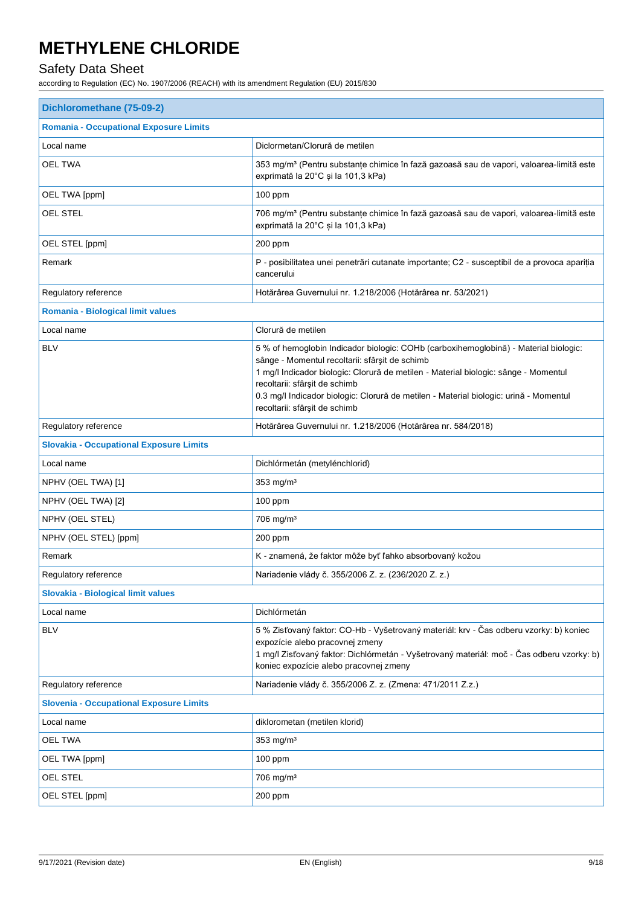# METHYLENE CHLORIDE

## Safety Data Sheet

according to Regulation (EC) No. 1907/2006 (REACH) with its amendment Regulation (EU) 2015/830

| Dichloromethane (75-09-2) | |
|---|---|
| **Romania - Occupational Exposure Limits** | |
| Local name | Diclormetan/Clorură de metilen |
| OEL TWA | 353 mg/m³ (Pentru substanțe chimice în fază gazoasă sau de vapori, valoarea-limită este exprimată la 20°C și la 101,3 kPa) |
| OEL TWA [ppm] | 100 ppm |
| OEL STEL | 706 mg/m³ (Pentru substanțe chimice în fază gazoasă sau de vapori, valoarea-limită este exprimată la 20°C și la 101,3 kPa) |
| OEL STEL [ppm] | 200 ppm |
| Remark | P - posibilitatea unei penetrări cutanate importante; C2 - susceptibil de a provoca apariția cancerului |
| Regulatory reference | Hotărârea Guvernului nr. 1.218/2006 (Hotărârea nr. 53/2021) |
| **Romania - Biological limit values** | |
| Local name | Clorură de metilen |
| BLV | 5 % of hemoglobin Indicador biologic: COHb (carboxihemoglobină) - Material biologic: sânge - Momentul recoltarii: sfârşit de schimb<br>1 mg/l Indicador biologic: Clorură de metilen - Material biologic: sânge - Momentul recoltarii: sfârşit de schimb<br>0.3 mg/l Indicador biologic: Clorură de metilen - Material biologic: urină - Momentul recoltarii: sfârşit de schimb |
| Regulatory reference | Hotărârea Guvernului nr. 1.218/2006 (Hotărârea nr. 584/2018) |
| **Slovakia - Occupational Exposure Limits** | |
| Local name | Dichlórmetán (metylénchlorid) |
| NPHV (OEL TWA) [1] | 353 mg/m³ |
| NPHV (OEL TWA) [2] | 100 ppm |
| NPHV (OEL STEL) | 706 mg/m³ |
| NPHV (OEL STEL) [ppm] | 200 ppm |
| Remark | K - znamená, že faktor môže byť ľahko absorbovaný kožou |
| Regulatory reference | Nariadenie vlády č. 355/2006 Z. z. (236/2020 Z. z.) |
| **Slovakia - Biological limit values** | |
| Local name | Dichlórmetán |
| BLV | 5 % Zisťovaný faktor: CO-Hb - Vyšetrovaný materiál: krv - Čas odberu vzorky: b) koniec expozície alebo pracovnej zmeny<br>1 mg/l Zisťovaný faktor: Dichlórmetán - Vyšetrovaný materiál: moč - Čas odberu vzorky: b) koniec expozície alebo pracovnej zmeny |
| Regulatory reference | Nariadenie vlády č. 355/2006 Z. z. (Zmena: 471/2011 Z.z.) |
| **Slovenia - Occupational Exposure Limits** | |
| Local name | diklorometan (metilen klorid) |
| OEL TWA | 353 mg/m³ |
| OEL TWA [ppm] | 100 ppm |
| OEL STEL | 706 mg/m³ |
| OEL STEL [ppm] | 200 ppm |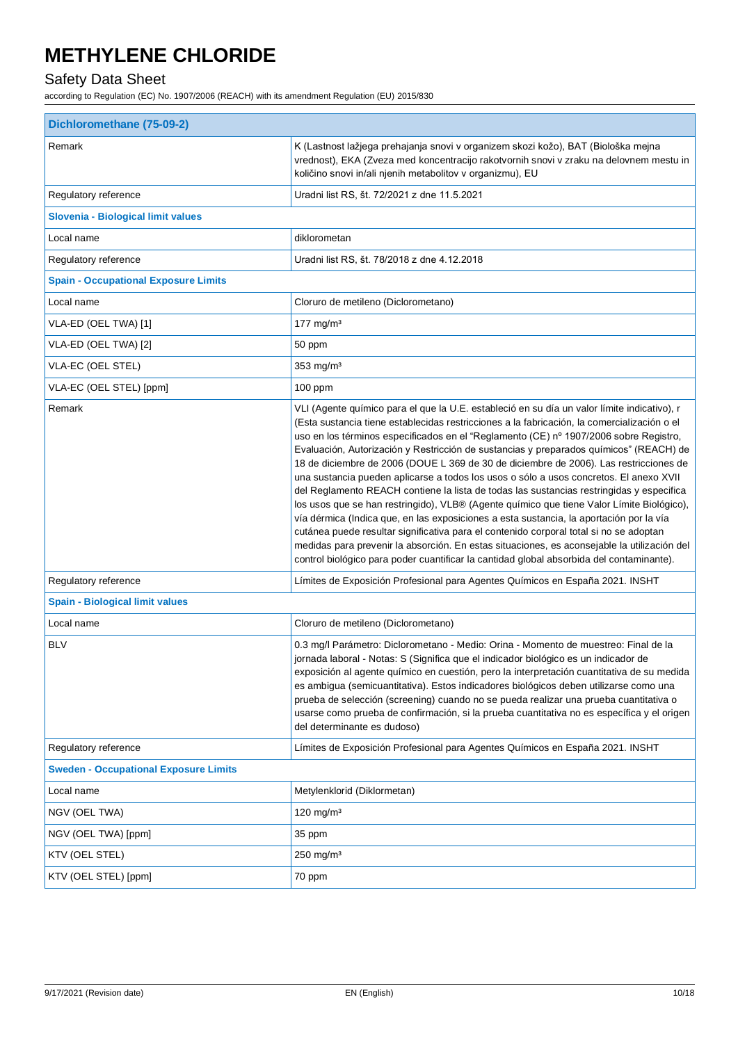# METHYLENE CHLORIDE

## Safety Data Sheet

according to Regulation (EC) No. 1907/2006 (REACH) with its amendment Regulation (EU) 2015/830

| Dichloromethane (75-09-2) | |
|---|---|
| Remark | K (Lastnost lažjega prehajanja snovi v organizem skozi kožo), BAT (Biološka mejna vrednost), EKA (Zveza med koncentracijo rakotvornih snovi v zraku na delovnem mestu in količino snovi in/ali njenih metabolitov v organizmu), EU |
| Regulatory reference | Uradni list RS, št. 72/2021 z dne 11.5.2021 |
| **Slovenia - Biological limit values** | |
| Local name | diklorometan |
| Regulatory reference | Uradni list RS, št. 78/2018 z dne 4.12.2018 |
| **Spain - Occupational Exposure Limits** | |
| Local name | Cloruro de metileno (Diclorometano) |
| VLA-ED (OEL TWA) [1] | 177 mg/m³ |
| VLA-ED (OEL TWA) [2] | 50 ppm |
| VLA-EC (OEL STEL) | 353 mg/m³ |
| VLA-EC (OEL STEL) [ppm] | 100 ppm |
| Remark | VLI (Agente químico para el que la U.E. estableció en su día un valor límite indicativo), r (Esta sustancia tiene establecidas restricciones a la fabricación, la comercialización o el uso en los términos especificados en el "Reglamento (CE) nº 1907/2006 sobre Registro, Evaluación, Autorización y Restricción de sustancias y preparados químicos" (REACH) de 18 de diciembre de 2006 (DOUE L 369 de 30 de diciembre de 2006). Las restricciones de una sustancia pueden aplicarse a todos los usos o sólo a usos concretos. El anexo XVII del Reglamento REACH contiene la lista de todas las sustancias restringidas y especifica los usos que se han restringido), VLB® (Agente químico que tiene Valor Límite Biológico), vía dérmica (Indica que, en las exposiciones a esta sustancia, la aportación por la vía cutánea puede resultar significativa para el contenido corporal total si no se adoptan medidas para prevenir la absorción. En estas situaciones, es aconsejable la utilización del control biológico para poder cuantificar la cantidad global absorbida del contaminante). |
| Regulatory reference | Límites de Exposición Profesional para Agentes Químicos en España 2021. INSHT |
| **Spain - Biological limit values** | |
| Local name | Cloruro de metileno (Diclorometano) |
| BLV | 0.3 mg/l Parámetro: Diclorometano - Medio: Orina - Momento de muestreo: Final de la jornada laboral - Notas: S (Significa que el indicador biológico es un indicador de exposición al agente químico en cuestión, pero la interpretación cuantitativa de su medida es ambigua (semicuantitativa). Estos indicadores biológicos deben utilizarse como una prueba de selección (screening) cuando no se pueda realizar una prueba cuantitativa o usarse como prueba de confirmación, si la prueba cuantitativa no es específica y el origen del determinante es dudoso) |
| Regulatory reference | Límites de Exposición Profesional para Agentes Químicos en España 2021. INSHT |
| **Sweden - Occupational Exposure Limits** | |
| Local name | Metylenklorid (Diklormetan) |
| NGV (OEL TWA) | 120 mg/m³ |
| NGV (OEL TWA) [ppm] | 35 ppm |
| KTV (OEL STEL) | 250 mg/m³ |
| KTV (OEL STEL) [ppm] | 70 ppm |

9/17/2021 (Revision date) EN (English)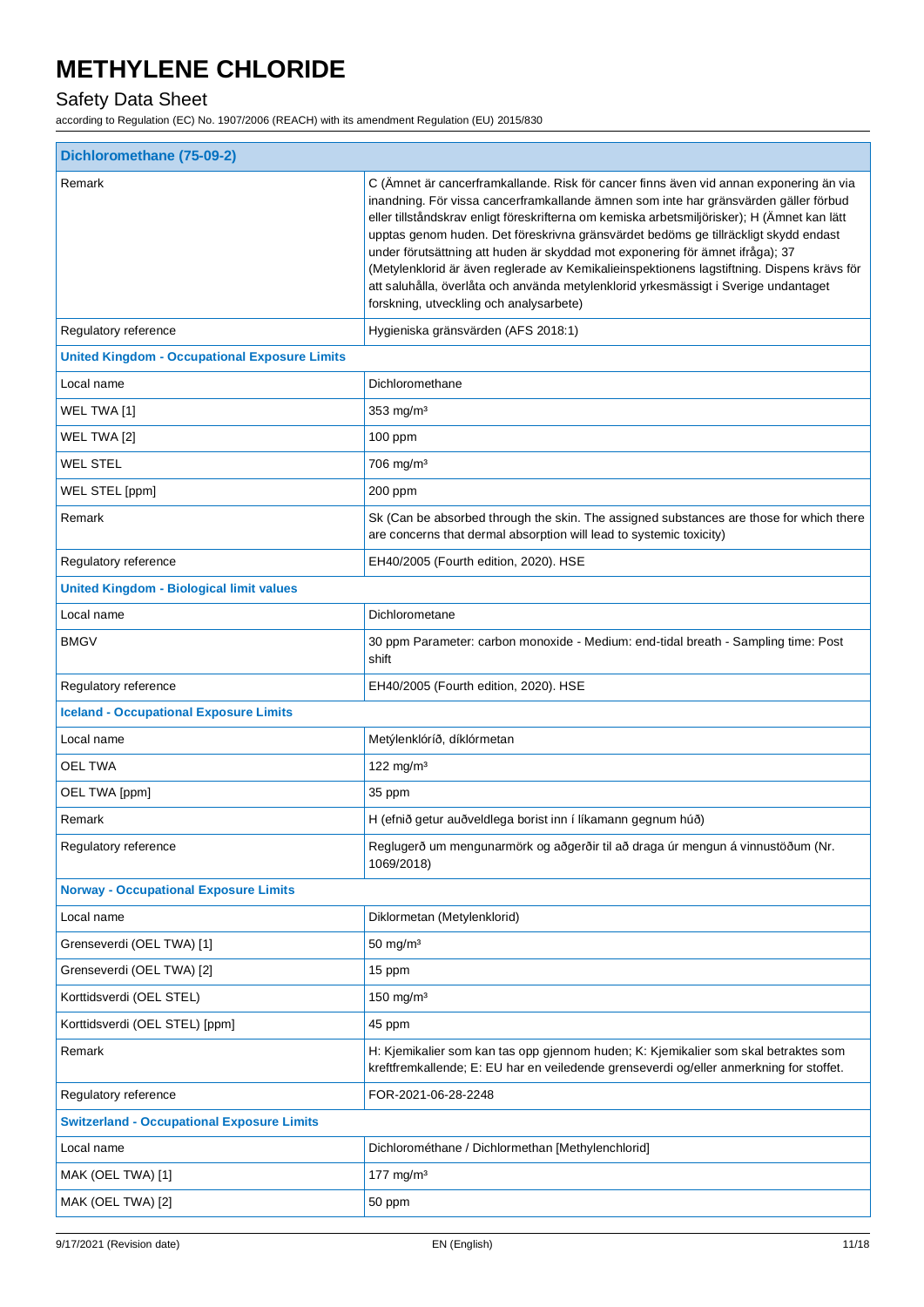| Dichloromethane (75-09-2) | |
|---|---|
| Remark | C (Ämnet är cancerframkallande. Risk för cancer finns även vid annan exponering än via inandning. För vissa cancerframkallande ämnen som inte har gränsvärden gäller förbud eller tillståndskrav enligt föreskrifterna om kemiska arbetsmiljörisker); H (Ämnet kan lätt upptas genom huden. Det föreskrivna gränsvärdet bedöms ge tillräckligt skydd endast under förutsättning att huden är skyddad mot exponering för ämnet ifråga); 37 (Metylenklorid är även reglerade av Kemikalieinspektionens lagstiftning. Dispens krävs för att saluhålla, överlåta och använda metylenklorid yrkesmässigt i Sverige undantaget forskning, utveckling och analysarbete) |
| Regulatory reference | Hygieniska gränsvärden (AFS 2018:1) |
| **United Kingdom - Occupational Exposure Limits** | |
| Local name | Dichloromethane |
| WEL TWA [1] | 353 mg/m³ |
| WEL TWA [2] | 100 ppm |
| WEL STEL | 706 mg/m³ |
| WEL STEL [ppm] | 200 ppm |
| Remark | Sk (Can be absorbed through the skin. The assigned substances are those for which there are concerns that dermal absorption will lead to systemic toxicity) |
| Regulatory reference | EH40/2005 (Fourth edition, 2020). HSE |
| **United Kingdom - Biological limit values** | |
| Local name | Dichlorometane |
| BMGV | 30 ppm Parameter: carbon monoxide - Medium: end-tidal breath - Sampling time: Post shift |
| Regulatory reference | EH40/2005 (Fourth edition, 2020). HSE |
| **Iceland - Occupational Exposure Limits** | |
| Local name | Metýlenklóríð, díklórmetan |
| OEL TWA | 122 mg/m³ |
| OEL TWA [ppm] | 35 ppm |
| Remark | H (efnið getur auðveldlega borist inn í líkamann gegnum húð) |
| Regulatory reference | Reglugerð um mengunarmörk og aðgerðir til að draga úr mengun á vinnustöðum (Nr. 1069/2018) |
| **Norway - Occupational Exposure Limits** | |
| Local name | Diklormetan (Metylenklorid) |
| Grenseverdi (OEL TWA) [1] | 50 mg/m³ |
| Grenseverdi (OEL TWA) [2] | 15 ppm |
| Korttidsverdi (OEL STEL) | 150 mg/m³ |
| Korttidsverdi (OEL STEL) [ppm] | 45 ppm |
| Remark | H: Kjemikalier som kan tas opp gjennom huden; K: Kjemikalier som skal betraktes som kreftfremkallende; E: EU har en veiledende grenseverdi og/eller anmerkning for stoffet. |
| Regulatory reference | FOR-2021-06-28-2248 |
| **Switzerland - Occupational Exposure Limits** | |
| Local name | Dichlorométhane / Dichlormethan [Methylenchlorid] |
| MAK (OEL TWA) [1] | 177 mg/m³ |
| MAK (OEL TWA) [2] | 50 ppm |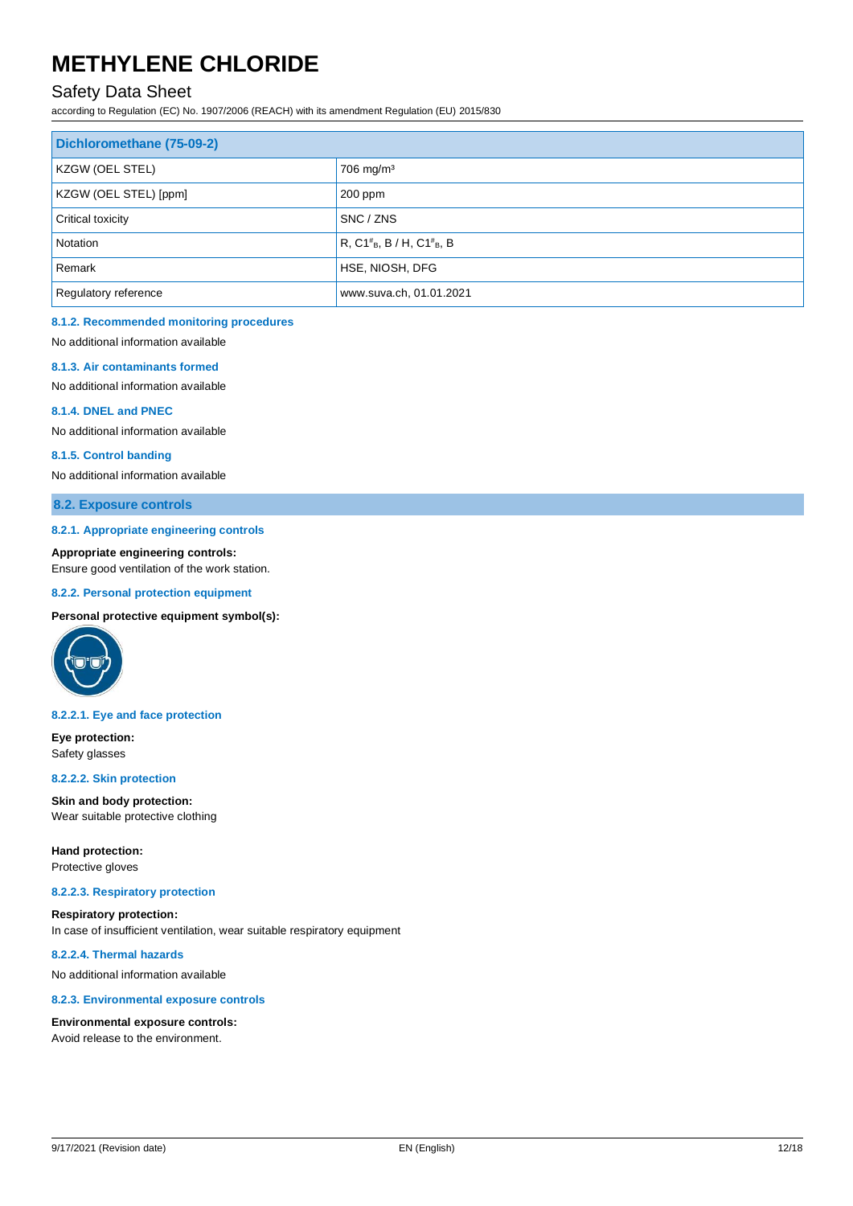| Dichloromethane (75-09-2) | |
|---|---|
| KZGW (OEL STEL) | 706 mg/m³ |
| KZGW (OEL STEL) [ppm] | 200 ppm |
| Critical toxicity | SNC / ZNS |
| Notation | R, $C1^{\#}_{B}$, B / H, $C1^{\#}_{B}$, B |
| Remark | HSE, NIOSH, DFG |
| Regulatory reference | www.suva.ch, 01.01.2021 |

#### 8.1.2. Recommended monitoring procedures

No additional information available

#### 8.1.3. Air contaminants formed

No additional information available

#### 8.1.4. DNEL and PNEC

No additional information available

#### 8.1.5. Control banding

No additional information available

### 8.2. Exposure controls

#### 8.2.1. Appropriate engineering controls

**Appropriate engineering controls:**
Ensure good ventilation of the work station.

#### 8.2.2. Personal protection equipment

**Personal protective equipment symbol(s):**

#### 8.2.2.1. Eye and face protection

**Eye protection:**
Safety glasses

#### 8.2.2.2. Skin protection

**Skin and body protection:**
Wear suitable protective clothing

**Hand protection:**
Protective gloves

#### 8.2.2.3. Respiratory protection

**Respiratory protection:**
In case of insufficient ventilation, wear suitable respiratory equipment

#### 8.2.2.4. Thermal hazards

No additional information available

#### 8.2.3. Environmental exposure controls

**Environmental exposure controls:**
Avoid release to the environment.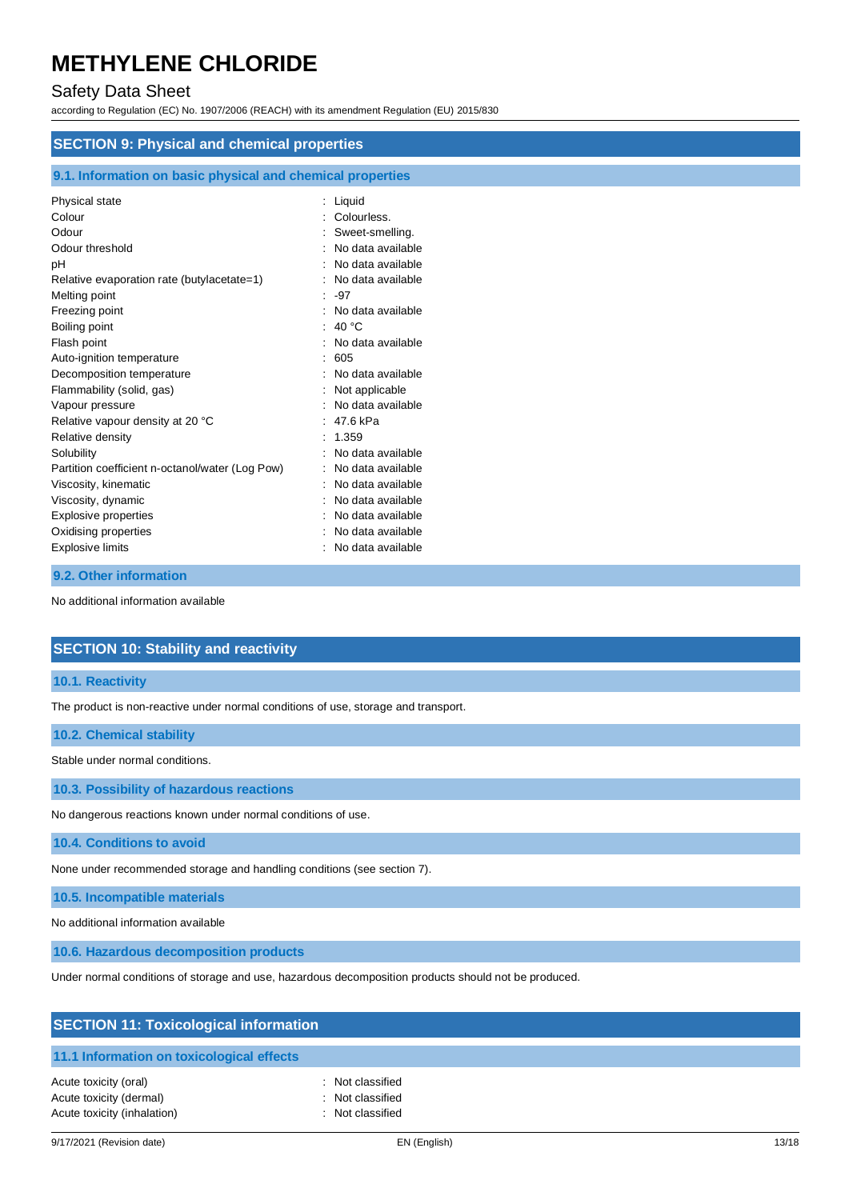## SECTION 9: Physical and chemical properties

### 9.1. Information on basic physical and chemical properties

| | |
|---|---|
| Physical state | : Liquid |
| Colour | : Colourless. |
| Odour | : Sweet-smelling. |
| Odour threshold | : No data available |
| pH | : No data available |
| Relative evaporation rate (butylacetate=1) | : No data available |
| Melting point | : -97 |
| Freezing point | : No data available |
| Boiling point | : 40 °C |
| Flash point | : No data available |
| Auto-ignition temperature | : 605 |
| Decomposition temperature | : No data available |
| Flammability (solid, gas) | : Not applicable |
| Vapour pressure | : No data available |
| Relative vapour density at 20 °C | : 47.6 kPa |
| Relative density | : 1.359 |
| Solubility | : No data available |
| Partition coefficient n-octanol/water (Log Pow) | : No data available |
| Viscosity, kinematic | : No data available |
| Viscosity, dynamic | : No data available |
| Explosive properties | : No data available |
| Oxidising properties | : No data available |
| Explosive limits | : No data available |

### 9.2. Other information

No additional information available

## SECTION 10: Stability and reactivity

### 10.1. Reactivity

The product is non-reactive under normal conditions of use, storage and transport.

### 10.2. Chemical stability

Stable under normal conditions.

### 10.3. Possibility of hazardous reactions

No dangerous reactions known under normal conditions of use.

### 10.4. Conditions to avoid

None under recommended storage and handling conditions (see section 7).

### 10.5. Incompatible materials

No additional information available

### 10.6. Hazardous decomposition products

Under normal conditions of storage and use, hazardous decomposition products should not be produced.

## SECTION 11: Toxicological information

### 11.1 Information on toxicological effects

| | |
|---|---|
| Acute toxicity (oral) | : Not classified |
| Acute toxicity (dermal) | : Not classified |
| Acute toxicity (inhalation) | : Not classified |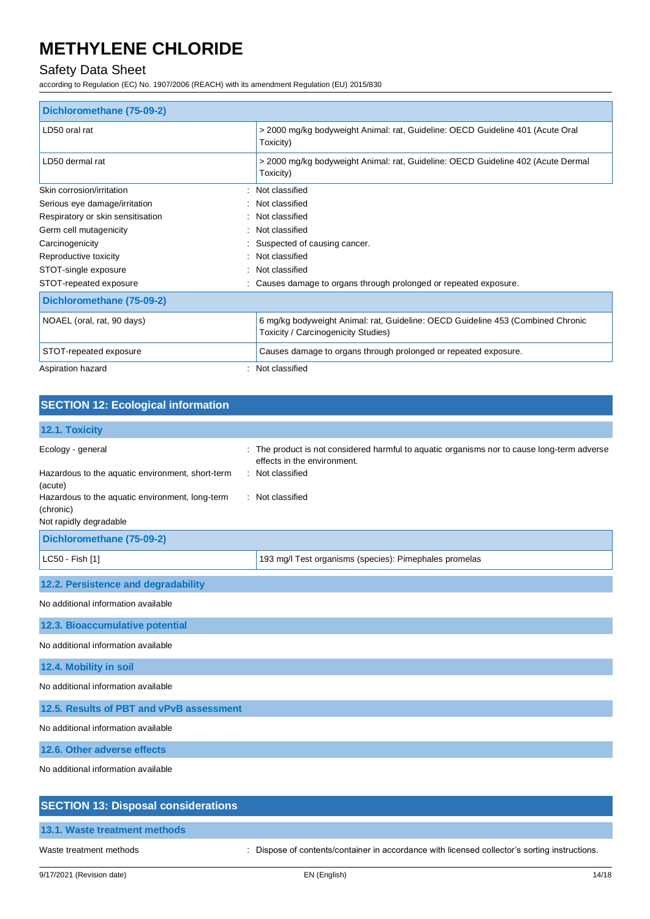| Dichloromethane (75-09-2) | |
|---|---|
| LD50 oral rat | > 2000 mg/kg bodyweight Animal: rat, Guideline: OECD Guideline 401 (Acute Oral Toxicity) |
| LD50 dermal rat | > 2000 mg/kg bodyweight Animal: rat, Guideline: OECD Guideline 402 (Acute Dermal Toxicity) |

Skin corrosion/irritation : Not classified

Serious eye damage/irritation : Not classified

Respiratory or skin sensitisation : Not classified

Germ cell mutagenicity : Not classified

Carcinogenicity : Suspected of causing cancer.

Reproductive toxicity : Not classified

STOT-single exposure : Not classified

STOT-repeated exposure : Causes damage to organs through prolonged or repeated exposure.

| Dichloromethane (75-09-2) | |
|---|---|
| NOAEL (oral, rat, 90 days) | 6 mg/kg bodyweight Animal: rat, Guideline: OECD Guideline 453 (Combined Chronic Toxicity / Carcinogenicity Studies) |
| STOT-repeated exposure | Causes damage to organs through prolonged or repeated exposure. |

Aspiration hazard : Not classified

## SECTION 12: Ecological information

### 12.1. Toxicity

Ecology - general : The product is not considered harmful to aquatic organisms nor to cause long-term adverse effects in the environment.

Hazardous to the aquatic environment, short-term (acute) : Not classified

Hazardous to the aquatic environment, long-term (chronic) : Not classified

Not rapidly degradable

| Dichloromethane (75-09-2) | |
|---|---|
| LC50 - Fish [1] | 193 mg/l Test organisms (species): Pimephales promelas |

### 12.2. Persistence and degradability

No additional information available

### 12.3. Bioaccumulative potential

No additional information available

### 12.4. Mobility in soil

No additional information available

### 12.5. Results of PBT and vPvB assessment

No additional information available

### 12.6. Other adverse effects

No additional information available

## SECTION 13: Disposal considerations

### 13.1. Waste treatment methods

Waste treatment methods : Dispose of contents/container in accordance with licensed collector's sorting instructions.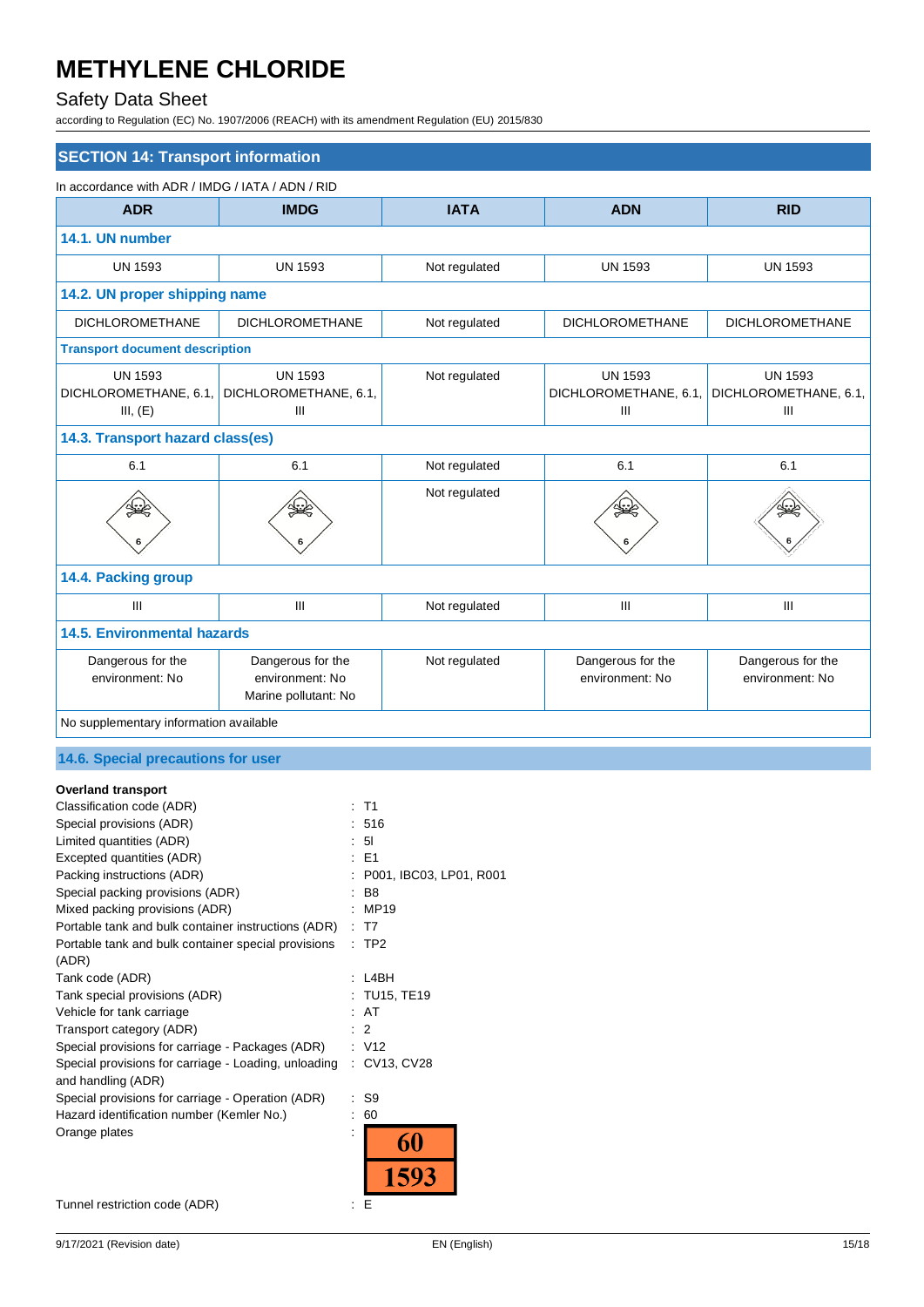# METHYLENE CHLORIDE

Safety Data Sheet

according to Regulation (EC) No. 1907/2006 (REACH) with its amendment Regulation (EU) 2015/830

## SECTION 14: Transport information

In accordance with ADR / IMDG / IATA / ADN / RID

| ADR | IMDG | IATA | ADN | RID |
|---|---|---|---|---|
| **14.1. UN number** | | | | |
| UN 1593 | UN 1593 | Not regulated | UN 1593 | UN 1593 |
| **14.2. UN proper shipping name** | | | | |
| DICHLOROMETHANE | DICHLOROMETHANE | Not regulated | DICHLOROMETHANE | DICHLOROMETHANE |
| **Transport document description** | | | | |
| UN 1593 DICHLOROMETHANE, 6.1, III, (E) | UN 1593 DICHLOROMETHANE, 6.1, III | Not regulated | UN 1593 DICHLOROMETHANE, 6.1, III | UN 1593 DICHLOROMETHANE, 6.1, III |
| **14.3. Transport hazard class(es)** | | | | |
| 6.1 | 6.1 | Not regulated | 6.1 | 6.1 |
| | | Not regulated | | |
| **14.4. Packing group** | | | | |
| III | III | Not regulated | III | III |
| **14.5. Environmental hazards** | | | | |
| Dangerous for the environment: No | Dangerous for the environment: No<br>Marine pollutant: No | Not regulated | Dangerous for the environment: No | Dangerous for the environment: No |
| No supplementary information available | | | | |

### 14.6. Special precautions for user

**Overland transport**

Classification code (ADR) : T1

Special provisions (ADR) : 516

Limited quantities (ADR) : 5l

Excepted quantities (ADR) : E1

Packing instructions (ADR) : P001, IBC03, LP01, R001

Special packing provisions (ADR) : B8

Mixed packing provisions (ADR) : MP19

Portable tank and bulk container instructions (ADR) : T7

Portable tank and bulk container special provisions (ADR) : TP2

Tank code (ADR) : L4BH

Tank special provisions (ADR) : TU15, TE19

Vehicle for tank carriage : AT

Transport category (ADR) : 2

Special provisions for carriage - Packages (ADR) : V12

Special provisions for carriage - Loading, unloading and handling (ADR) : CV13, CV28

Special provisions for carriage - Operation (ADR) : S9

Hazard identification number (Kemler No.) : 60

Orange plates : 60 / 1593

Tunnel restriction code (ADR) : E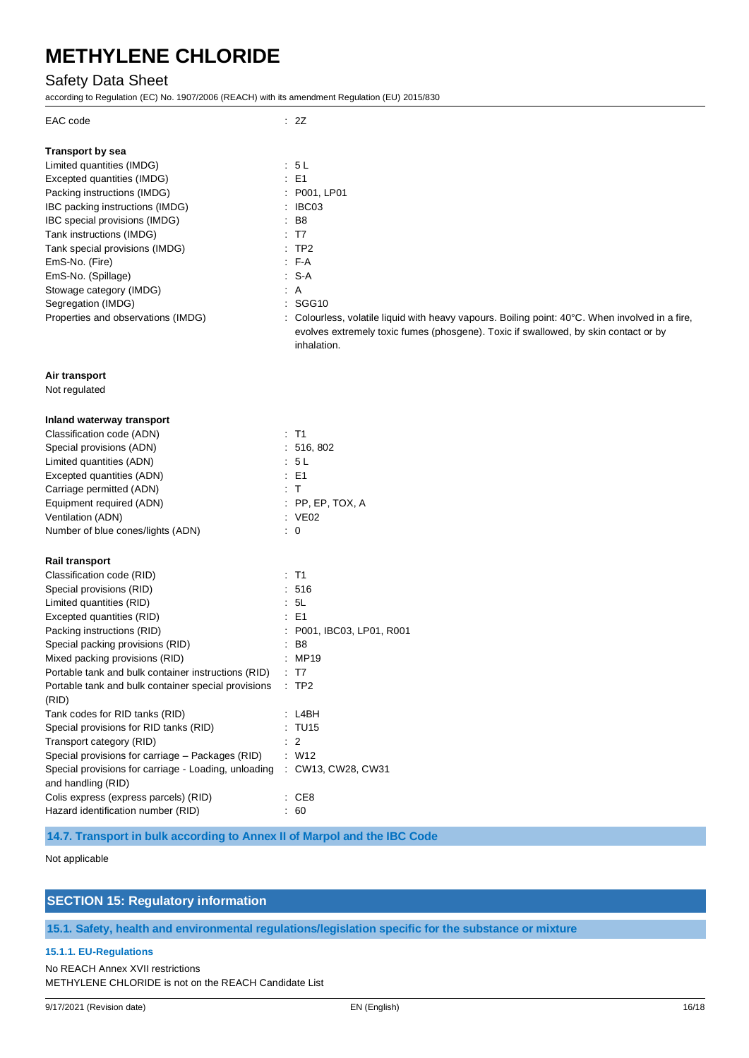| | |
|---|---|
| EAC code | : 2Z |

**Transport by sea**

| | |
|---|---|
| Limited quantities (IMDG) | : 5 L |
| Excepted quantities (IMDG) | : E1 |
| Packing instructions (IMDG) | : P001, LP01 |
| IBC packing instructions (IMDG) | : IBC03 |
| IBC special provisions (IMDG) | : B8 |
| Tank instructions (IMDG) | : T7 |
| Tank special provisions (IMDG) | : TP2 |
| EmS-No. (Fire) | : F-A |
| EmS-No. (Spillage) | : S-A |
| Stowage category (IMDG) | : A |
| Segregation (IMDG) | : SGG10 |
| Properties and observations (IMDG) | : Colourless, volatile liquid with heavy vapours. Boiling point: 40°C. When involved in a fire, evolves extremely toxic fumes (phosgene). Toxic if swallowed, by skin contact or by inhalation. |

**Air transport**

Not regulated

**Inland waterway transport**

| | |
|---|---|
| Classification code (ADN) | : T1 |
| Special provisions (ADN) | : 516, 802 |
| Limited quantities (ADN) | : 5 L |
| Excepted quantities (ADN) | : E1 |
| Carriage permitted (ADN) | : T |
| Equipment required (ADN) | : PP, EP, TOX, A |
| Ventilation (ADN) | : VE02 |
| Number of blue cones/lights (ADN) | : 0 |

**Rail transport**

| | |
|---|---|
| Classification code (RID) | : T1 |
| Special provisions (RID) | : 516 |
| Limited quantities (RID) | : 5L |
| Excepted quantities (RID) | : E1 |
| Packing instructions (RID) | : P001, IBC03, LP01, R001 |
| Special packing provisions (RID) | : B8 |
| Mixed packing provisions (RID) | : MP19 |
| Portable tank and bulk container instructions (RID) | : T7 |
| Portable tank and bulk container special provisions (RID) | : TP2 |
| Tank codes for RID tanks (RID) | : L4BH |
| Special provisions for RID tanks (RID) | : TU15 |
| Transport category (RID) | : 2 |
| Special provisions for carriage – Packages (RID) | : W12 |
| Special provisions for carriage - Loading, unloading and handling (RID) | : CW13, CW28, CW31 |
| Colis express (express parcels) (RID) | : CE8 |
| Hazard identification number (RID) | : 60 |

### 14.7. Transport in bulk according to Annex II of Marpol and the IBC Code

Not applicable

## SECTION 15: Regulatory information

### 15.1. Safety, health and environmental regulations/legislation specific for the substance or mixture

#### 15.1.1. EU-Regulations

No REACH Annex XVII restrictions
METHYLENE CHLORIDE is not on the REACH Candidate List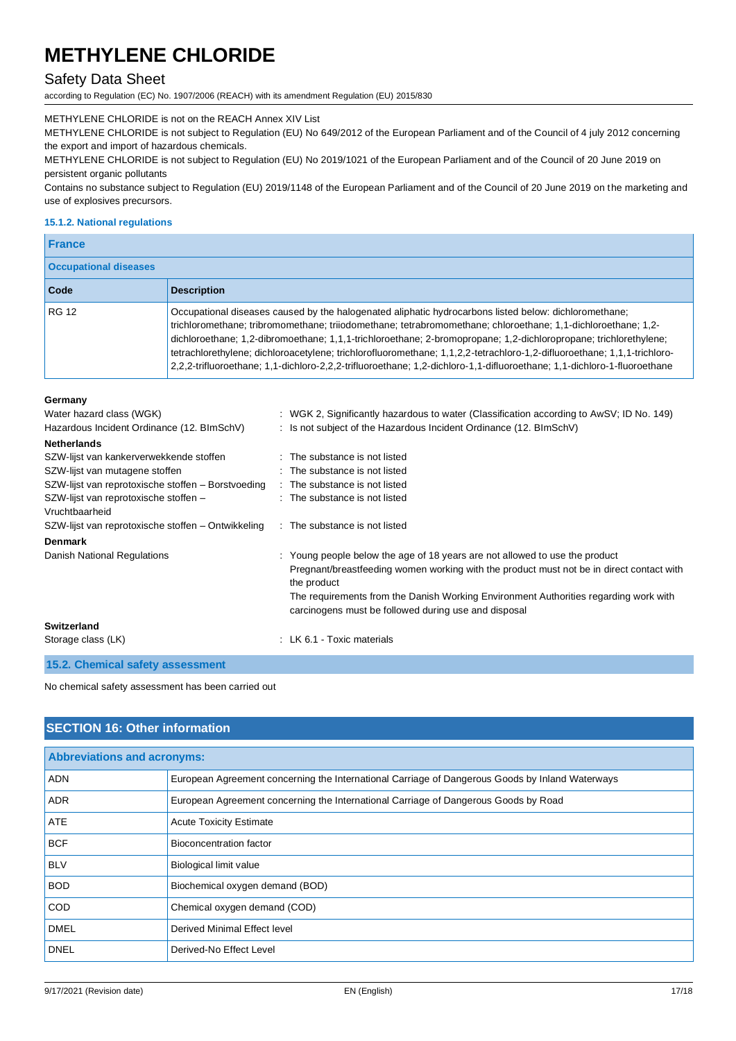METHYLENE CHLORIDE is not on the REACH Annex XIV List

METHYLENE CHLORIDE is not subject to Regulation (EU) No 649/2012 of the European Parliament and of the Council of 4 july 2012 concerning the export and import of hazardous chemicals.

METHYLENE CHLORIDE is not subject to Regulation (EU) No 2019/1021 of the European Parliament and of the Council of 20 June 2019 on persistent organic pollutants

Contains no substance subject to Regulation (EU) 2019/1148 of the European Parliament and of the Council of 20 June 2019 on the marketing and use of explosives precursors.

#### 15.1.2. National regulations

**France**

**Occupational diseases**

| Code | Description |
|---|---|
| RG 12 | Occupational diseases caused by the halogenated aliphatic hydrocarbons listed below: dichloromethane; trichloromethane; tribromomethane; triiodomethane; tetrabromomethane; chloroethane; 1,1-dichloroethane; 1,2-dichloroethane; 1,2-dibromoethane; 1,1,1-trichloroethane; 2-bromopropane; 1,2-dichloropropane; trichlorethylene; tetrachlorethylene; dichloroacetylene; trichlorofluoromethane; 1,1,2,2-tetrachloro-1,2-difluoroethane; 1,1,1-trichloro-2,2,2-trifluoroethane; 1,1-dichloro-2,2,2-trifluoroethane; 1,2-dichloro-1,1-difluoroethane; 1,1-dichloro-1-fluoroethane |

**Germany**

Water hazard class (WGK) : WGK 2, Significantly hazardous to water (Classification according to AwSV; ID No. 149)

Hazardous Incident Ordinance (12. BImSchV) : Is not subject of the Hazardous Incident Ordinance (12. BImSchV)

**Netherlands**

SZW-lijst van kankerverwekkende stoffen : The substance is not listed

SZW-lijst van mutagene stoffen : The substance is not listed

SZW-lijst van reprotoxische stoffen – Borstvoeding : The substance is not listed

SZW-lijst van reprotoxische stoffen – Vruchtbaarheid : The substance is not listed

SZW-lijst van reprotoxische stoffen – Ontwikkeling : The substance is not listed

**Denmark**

Danish National Regulations : Young people below the age of 18 years are not allowed to use the product
Pregnant/breastfeeding women working with the product must not be in direct contact with the product
The requirements from the Danish Working Environment Authorities regarding work with carcinogens must be followed during use and disposal

**Switzerland**

Storage class (LK) : LK 6.1 - Toxic materials

### 15.2. Chemical safety assessment

No chemical safety assessment has been carried out

## SECTION 16: Other information

**Abbreviations and acronyms:**

| | |
|---|---|
| ADN | European Agreement concerning the International Carriage of Dangerous Goods by Inland Waterways |
| ADR | European Agreement concerning the International Carriage of Dangerous Goods by Road |
| ATE | Acute Toxicity Estimate |
| BCF | Bioconcentration factor |
| BLV | Biological limit value |
| BOD | Biochemical oxygen demand (BOD) |
| COD | Chemical oxygen demand (COD) |
| DMEL | Derived Minimal Effect level |
| DNEL | Derived-No Effect Level |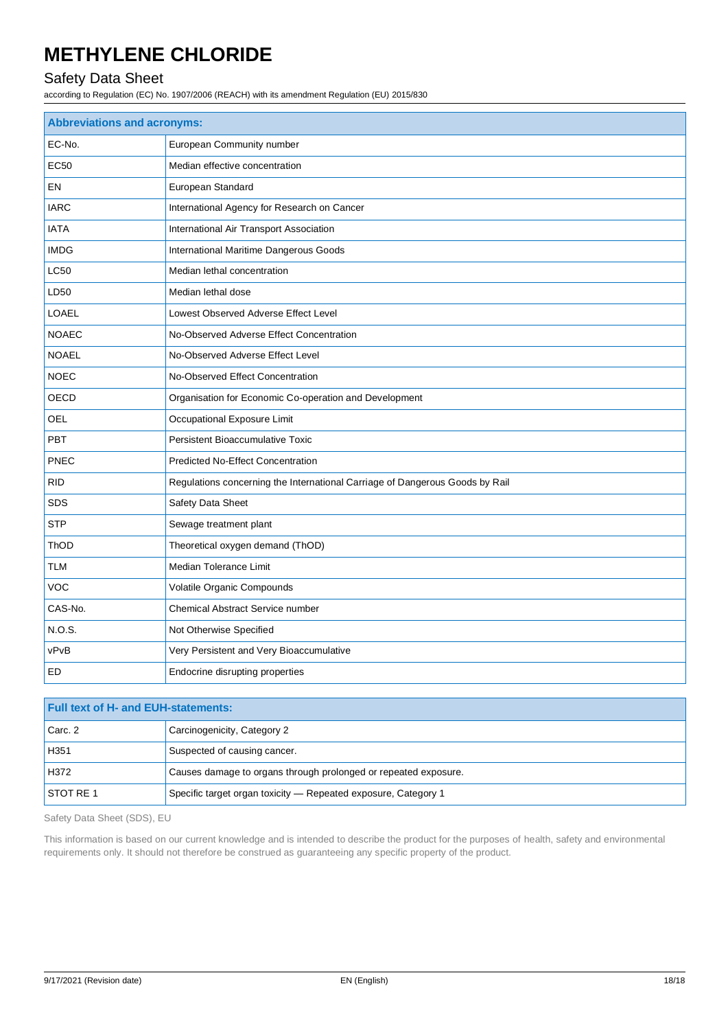| Abbreviations and acronyms: | |
|---|---|
| EC-No. | European Community number |
| EC50 | Median effective concentration |
| EN | European Standard |
| IARC | International Agency for Research on Cancer |
| IATA | International Air Transport Association |
| IMDG | International Maritime Dangerous Goods |
| LC50 | Median lethal concentration |
| LD50 | Median lethal dose |
| LOAEL | Lowest Observed Adverse Effect Level |
| NOAEC | No-Observed Adverse Effect Concentration |
| NOAEL | No-Observed Adverse Effect Level |
| NOEC | No-Observed Effect Concentration |
| OECD | Organisation for Economic Co-operation and Development |
| OEL | Occupational Exposure Limit |
| PBT | Persistent Bioaccumulative Toxic |
| PNEC | Predicted No-Effect Concentration |
| RID | Regulations concerning the International Carriage of Dangerous Goods by Rail |
| SDS | Safety Data Sheet |
| STP | Sewage treatment plant |
| ThOD | Theoretical oxygen demand (ThOD) |
| TLM | Median Tolerance Limit |
| VOC | Volatile Organic Compounds |
| CAS-No. | Chemical Abstract Service number |
| N.O.S. | Not Otherwise Specified |
| vPvB | Very Persistent and Very Bioaccumulative |
| ED | Endocrine disrupting properties |

| Full text of H- and EUH-statements: | |
|---|---|
| Carc. 2 | Carcinogenicity, Category 2 |
| H351 | Suspected of causing cancer. |
| H372 | Causes damage to organs through prolonged or repeated exposure. |
| STOT RE 1 | Specific target organ toxicity — Repeated exposure, Category 1 |

Safety Data Sheet (SDS), EU

This information is based on our current knowledge and is intended to describe the product for the purposes of health, safety and environmental requirements only. It should not therefore be construed as guaranteeing any specific property of the product.